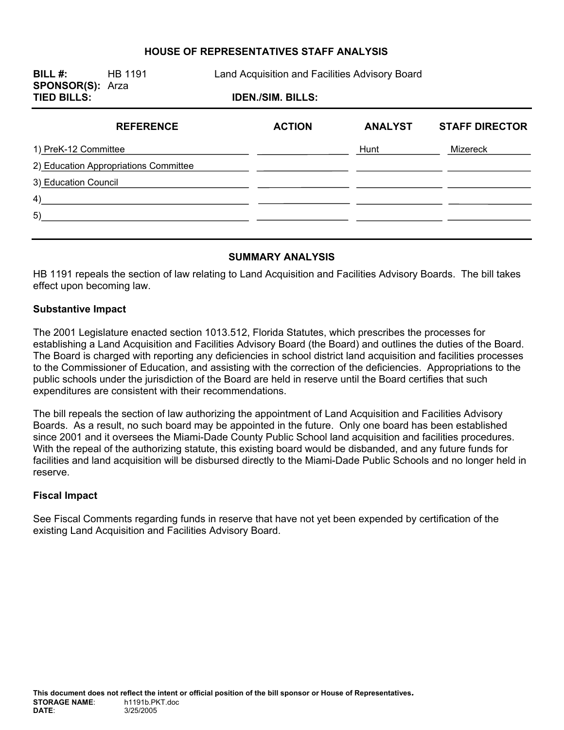# HOUSE OF REPRESENTATIVES STAFF ANALYSIS

**BILL #:** HB 1191 Land Acquisition and Facilities Advisory Board
**SPONSOR(S):** Arza
**TIED BILLS:** **IDEN./SIM. BILLS:**

| REFERENCE | ACTION | ANALYST | STAFF DIRECTOR |
|---|---|---|---|
| 1) PreK-12 Committee | | Hunt | Mizereck |
| 2) Education Appropriations Committee | | | |
| 3) Education Council | | | |
| 4) | | | |
| 5) | | | |

## SUMMARY ANALYSIS

HB 1191 repeals the section of law relating to Land Acquisition and Facilities Advisory Boards. The bill takes effect upon becoming law.

### Substantive Impact

The 2001 Legislature enacted section 1013.512, Florida Statutes, which prescribes the processes for establishing a Land Acquisition and Facilities Advisory Board (the Board) and outlines the duties of the Board. The Board is charged with reporting any deficiencies in school district land acquisition and facilities processes to the Commissioner of Education, and assisting with the correction of the deficiencies. Appropriations to the public schools under the jurisdiction of the Board are held in reserve until the Board certifies that such expenditures are consistent with their recommendations.

The bill repeals the section of law authorizing the appointment of Land Acquisition and Facilities Advisory Boards. As a result, no such board may be appointed in the future. Only one board has been established since 2001 and it oversees the Miami-Dade County Public School land acquisition and facilities procedures. With the repeal of the authorizing statute, this existing board would be disbanded, and any future funds for facilities and land acquisition will be disbursed directly to the Miami-Dade Public Schools and no longer held in reserve.

### Fiscal Impact

See Fiscal Comments regarding funds in reserve that have not yet been expended by certification of the existing Land Acquisition and Facilities Advisory Board.

**This document does not reflect the intent or official position of the bill sponsor or House of Representatives.**

**STORAGE NAME:** h1191b.PKT.doc
**DATE:** 3/25/2005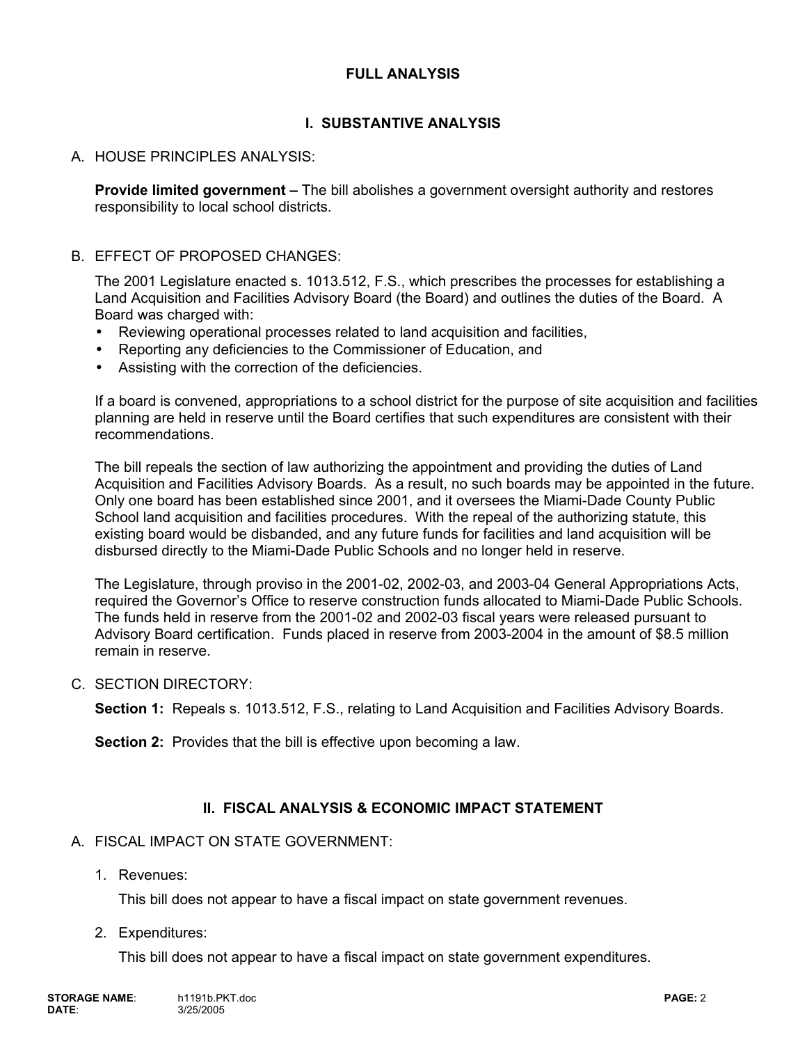## FULL ANALYSIS

## I. SUBSTANTIVE ANALYSIS

### A. HOUSE PRINCIPLES ANALYSIS:

**Provide limited government –** The bill abolishes a government oversight authority and restores responsibility to local school districts.

### B. EFFECT OF PROPOSED CHANGES:

The 2001 Legislature enacted s. 1013.512, F.S., which prescribes the processes for establishing a Land Acquisition and Facilities Advisory Board (the Board) and outlines the duties of the Board. A Board was charged with:

- Reviewing operational processes related to land acquisition and facilities,
- Reporting any deficiencies to the Commissioner of Education, and
- Assisting with the correction of the deficiencies.

If a board is convened, appropriations to a school district for the purpose of site acquisition and facilities planning are held in reserve until the Board certifies that such expenditures are consistent with their recommendations.

The bill repeals the section of law authorizing the appointment and providing the duties of Land Acquisition and Facilities Advisory Boards. As a result, no such boards may be appointed in the future. Only one board has been established since 2001, and it oversees the Miami-Dade County Public School land acquisition and facilities procedures. With the repeal of the authorizing statute, this existing board would be disbanded, and any future funds for facilities and land acquisition will be disbursed directly to the Miami-Dade Public Schools and no longer held in reserve.

The Legislature, through proviso in the 2001-02, 2002-03, and 2003-04 General Appropriations Acts, required the Governor's Office to reserve construction funds allocated to Miami-Dade Public Schools. The funds held in reserve from the 2001-02 and 2002-03 fiscal years were released pursuant to Advisory Board certification. Funds placed in reserve from 2003-2004 in the amount of $8.5 million remain in reserve.

### C. SECTION DIRECTORY:

**Section 1:** Repeals s. 1013.512, F.S., relating to Land Acquisition and Facilities Advisory Boards.

**Section 2:** Provides that the bill is effective upon becoming a law.

## II. FISCAL ANALYSIS & ECONOMIC IMPACT STATEMENT

### A. FISCAL IMPACT ON STATE GOVERNMENT:

1. Revenues:

   This bill does not appear to have a fiscal impact on state government revenues.

2. Expenditures:

   This bill does not appear to have a fiscal impact on state government expenditures.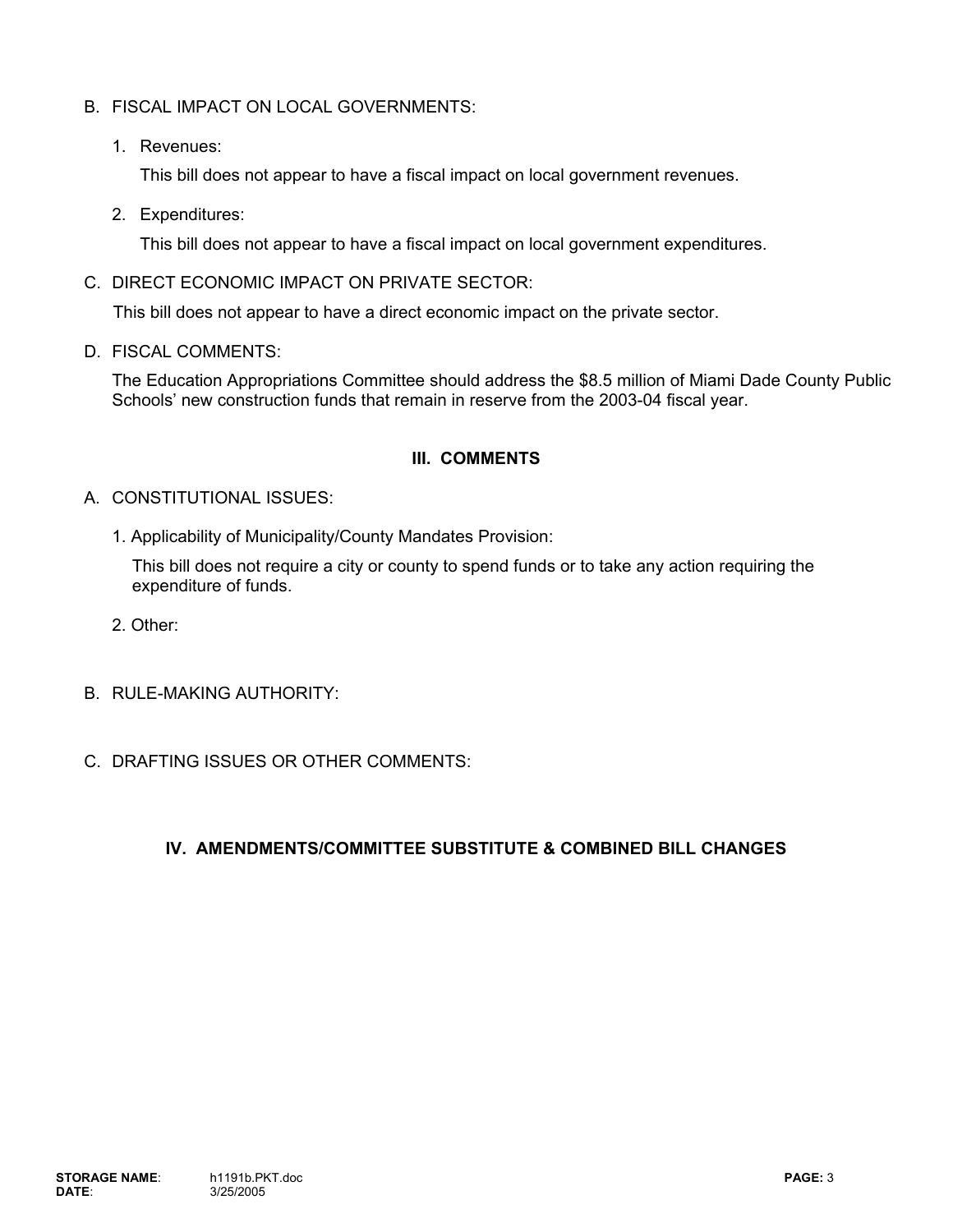B. FISCAL IMPACT ON LOCAL GOVERNMENTS:

1. Revenues:

   This bill does not appear to have a fiscal impact on local government revenues.

2. Expenditures:

   This bill does not appear to have a fiscal impact on local government expenditures.

C. DIRECT ECONOMIC IMPACT ON PRIVATE SECTOR:

This bill does not appear to have a direct economic impact on the private sector.

D. FISCAL COMMENTS:

The Education Appropriations Committee should address the $8.5 million of Miami Dade County Public Schools' new construction funds that remain in reserve from the 2003-04 fiscal year.

## III. COMMENTS

A. CONSTITUTIONAL ISSUES:

1. Applicability of Municipality/County Mandates Provision:

   This bill does not require a city or county to spend funds or to take any action requiring the expenditure of funds.

2. Other:

B. RULE-MAKING AUTHORITY:

C. DRAFTING ISSUES OR OTHER COMMENTS:

## IV. AMENDMENTS/COMMITTEE SUBSTITUTE & COMBINED BILL CHANGES